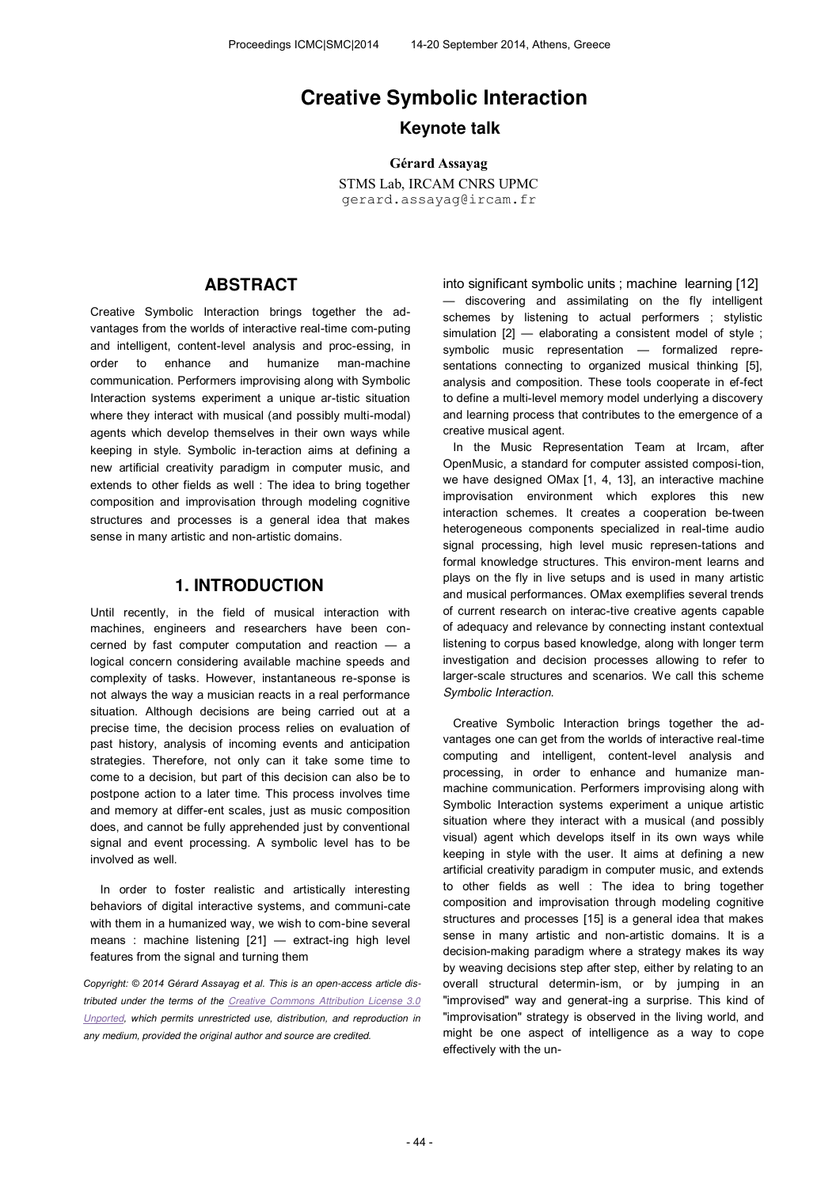# Creative Symbolic Interaction

## Keynote talk

**Gérard Assayag**
STMS Lab, IRCAM CNRS UPMC
gerard.assayag@ircam.fr

## ABSTRACT

Creative Symbolic Interaction brings together the advantages from the worlds of interactive real-time computing and intelligent, content-level analysis and processing, in order to enhance and humanize man-machine communication. Performers improvising along with Symbolic Interaction systems experiment a unique artistic situation where they interact with musical (and possibly multi-modal) agents which develop themselves in their own ways while keeping in style. Symbolic interaction aims at defining a new artificial creativity paradigm in computer music, and extends to other fields as well : The idea to bring together composition and improvisation through modeling cognitive structures and processes is a general idea that makes sense in many artistic and non-artistic domains.

## 1. INTRODUCTION

Until recently, in the field of musical interaction with machines, engineers and researchers have been concerned by fast computer computation and reaction — a logical concern considering available machine speeds and complexity of tasks. However, instantaneous response is not always the way a musician reacts in a real performance situation. Although decisions are being carried out at a precise time, the decision process relies on evaluation of past history, analysis of incoming events and anticipation strategies. Therefore, not only can it take some time to come to a decision, but part of this decision can also be to postpone action to a later time. This process involves time and memory at different scales, just as music composition does, and cannot be fully apprehended just by conventional signal and event processing. A symbolic level has to be involved as well.

In order to foster realistic and artistically interesting behaviors of digital interactive systems, and communicate with them in a humanized way, we wish to combine several means : machine listening [21] — extracting high level features from the signal and turning them into significant symbolic units ; machine learning [12] — discovering and assimilating on the fly intelligent schemes by listening to actual performers ; stylistic simulation [2] — elaborating a consistent model of style ; symbolic music representation — formalized representations connecting to organized musical thinking [5], analysis and composition. These tools cooperate in effect to define a multi-level memory model underlying a discovery and learning process that contributes to the emergence of a creative musical agent.

In the Music Representation Team at Ircam, after OpenMusic, a standard for computer assisted composition, we have designed OMax [1, 4, 13], an interactive machine improvisation environment which explores this new interaction schemes. It creates a cooperation between heterogeneous components specialized in real-time audio signal processing, high level music representations and formal knowledge structures. This environment learns and plays on the fly in live setups and is used in many artistic and musical performances. OMax exemplifies several trends of current research on interactive creative agents capable of adequacy and relevance by connecting instant contextual listening to corpus based knowledge, along with longer term investigation and decision processes allowing to refer to larger-scale structures and scenarios. We call this scheme *Symbolic Interaction*.

Creative Symbolic Interaction brings together the advantages one can get from the worlds of interactive real-time computing and intelligent, content-level analysis and processing, in order to enhance and humanize man-machine communication. Performers improvising along with Symbolic Interaction systems experiment a unique artistic situation where they interact with a musical (and possibly visual) agent which develops itself in its own ways while keeping in style with the user. It aims at defining a new artificial creativity paradigm in computer music, and extends to other fields as well : The idea to bring together composition and improvisation through modeling cognitive structures and processes [15] is a general idea that makes sense in many artistic and non-artistic domains. It is a decision-making paradigm where a strategy makes its way by weaving decisions step after step, either by relating to an overall structural determinism, or by jumping in an "improvised" way and generating a surprise. This kind of "improvisation" strategy is observed in the living world, and might be one aspect of intelligence as a way to cope effectively with the un-

*Copyright: © 2014 Gérard Assayag et al. This is an open-access article distributed under the terms of the Creative Commons Attribution License 3.0 Unported, which permits unrestricted use, distribution, and reproduction in any medium, provided the original author and source are credited.*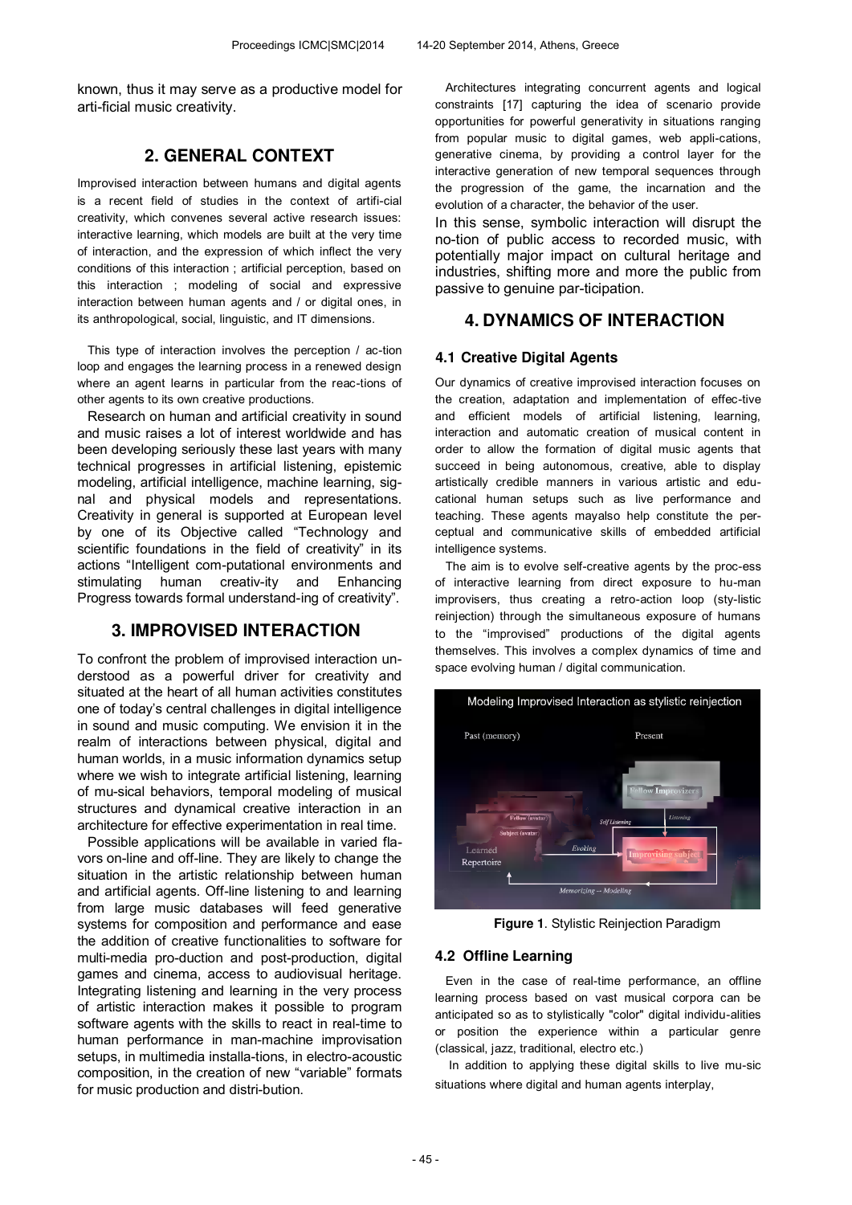known, thus it may serve as a productive model for arti-ficial music creativity.

## 2. GENERAL CONTEXT

Improvised interaction between humans and digital agents is a recent field of studies in the context of artifi-cial creativity, which convenes several active research issues: interactive learning, which models are built at the very time of interaction, and the expression of which inflect the very conditions of this interaction ; artificial perception, based on this interaction ; modeling of social and expressive interaction between human agents and / or digital ones, in its anthropological, social, linguistic, and IT dimensions.

This type of interaction involves the perception / ac-tion loop and engages the learning process in a renewed design where an agent learns in particular from the reac-tions of other agents to its own creative productions.

Research on human and artificial creativity in sound and music raises a lot of interest worldwide and has been developing seriously these last years with many technical progresses in artificial listening, epistemic modeling, artificial intelligence, machine learning, sig-nal and physical models and representations. Creativity in general is supported at European level by one of its Objective called "Technology and scientific foundations in the field of creativity" in its actions "Intelligent com-putational environments and stimulating human creativ-ity and Enhancing Progress towards formal understand-ing of creativity".

## 3. IMPROVISED INTERACTION

To confront the problem of improvised interaction un-derstood as a powerful driver for creativity and situated at the heart of all human activities constitutes one of today's central challenges in digital intelligence in sound and music computing. We envision it in the realm of interactions between physical, digital and human worlds, in a music information dynamics setup where we wish to integrate artificial listening, learning of mu-sical behaviors, temporal modeling of musical structures and dynamical creative interaction in an architecture for effective experimentation in real time.

Possible applications will be available in varied fla-vors on-line and off-line. They are likely to change the situation in the artistic relationship between human and artificial agents. Off-line listening to and learning from large music databases will feed generative systems for composition and performance and ease the addition of creative functionalities to software for multi-media pro-duction and post-production, digital games and cinema, access to audiovisual heritage. Integrating listening and learning in the very process of artistic interaction makes it possible to program software agents with the skills to react in real-time to human performance in man-machine improvisation setups, in multimedia installa-tions, in electro-acoustic composition, in the creation of new "variable" formats for music production and distri-bution.

Architectures integrating concurrent agents and logical constraints [17] capturing the idea of scenario provide opportunities for powerful generativity in situations ranging from popular music to digital games, web appli-cations, generative cinema, by providing a control layer for the interactive generation of new temporal sequences through the progression of the game, the incarnation and the evolution of a character, the behavior of the user.

In this sense, symbolic interaction will disrupt the no-tion of public access to recorded music, with potentially major impact on cultural heritage and industries, shifting more and more the public from passive to genuine par-ticipation.

## 4. DYNAMICS OF INTERACTION

### 4.1 Creative Digital Agents

Our dynamics of creative improvised interaction focuses on the creation, adaptation and implementation of effec-tive and efficient models of artificial listening, learning, interaction and automatic creation of musical content in order to allow the formation of digital music agents that succeed in being autonomous, creative, able to display artistically credible manners in various artistic and edu-cational human setups such as live performance and teaching. These agents mayalso help constitute the per-ceptual and communicative skills of embedded artificial intelligence systems.

The aim is to evolve self-creative agents by the proc-ess of interactive learning from direct exposure to hu-man improvisers, thus creating a retro-action loop (sty-listic reinjection) through the simultaneous exposure of humans to the "improvised" productions of the digital agents themselves. This involves a complex dynamics of time and space evolving human / digital communication.

**Figure 1**. Stylistic Reinjection Paradigm

### 4.2 Offline Learning

Even in the case of real-time performance, an offline learning process based on vast musical corpora can be anticipated so as to stylistically "color" digital individu-alities or position the experience within a particular genre (classical, jazz, traditional, electro etc.)

In addition to applying these digital skills to live mu-sic situations where digital and human agents interplay,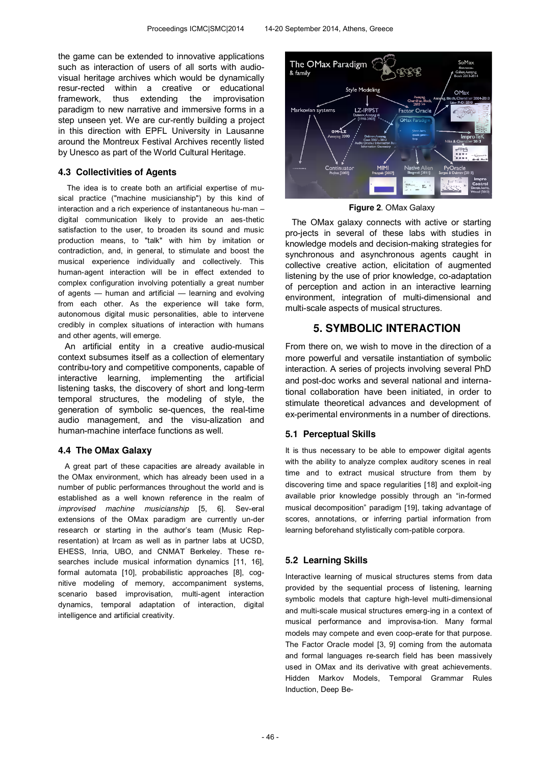the game can be extended to innovative applications such as interaction of users of all sorts with audio-visual heritage archives which would be dynamically resur-rected within a creative or educational framework, thus extending the improvisation paradigm to new narrative and immersive forms in a step unseen yet. We are cur-rently building a project in this direction with EPFL University in Lausanne around the Montreux Festival Archives recently listed by Unesco as part of the World Cultural Heritage.

### 4.3 Collectivities of Agents

The idea is to create both an artificial expertise of mu-sical practice ("machine musicianship") by this kind of interaction and a rich experience of instantaneous hu-man – digital communication likely to provide an aes-thetic satisfaction to the user, to broaden its sound and music production means, to "talk" with him by imitation or contradiction, and, in general, to stimulate and boost the musical experience individually and collectively. This human-agent interaction will be in effect extended to complex configuration involving potentially a great number of agents — human and artificial — learning and evolving from each other. As the experience will take form, autonomous digital music personalities, able to intervene credibly in complex situations of interaction with humans and other agents, will emerge.

An artificial entity in a creative audio-musical context subsumes itself as a collection of elementary contribu-tory and competitive components, capable of interactive learning, implementing the artificial listening tasks, the discovery of short and long-term temporal structures, the modeling of style, the generation of symbolic se-quences, the real-time audio management, and the visu-alization and human-machine interface functions as well.

### 4.4 The OMax Galaxy

A great part of these capacities are already available in the OMax environment, which has already been used in a number of public performances throughout the world and is established as a well known reference in the realm of *improvised machine musicianship* [5, 6]. Sev-eral extensions of the OMax paradigm are currently un-der research or starting in the author's team (Music Rep-resentation) at Ircam as well as in partner labs at UCSD, EHESS, Inria, UBO, and CNMAT Berkeley. These re-searches include musical information dynamics [11, 16], formal automata [10], probabilistic approaches [8], cog-nitive modeling of memory, accompaniment systems, scenario based improvisation, multi-agent interaction dynamics, temporal adaptation of interaction, digital intelligence and artificial creativity.

**Figure 2**. OMax Galaxy

The OMax galaxy connects with active or starting pro-jects in several of these labs with studies in knowledge models and decision-making strategies for synchronous and asynchronous agents caught in collective creative action, elicitation of augmented listening by the use of prior knowledge, co-adaptation of perception and action in an interactive learning environment, integration of multi-dimensional and multi-scale aspects of musical structures.

## 5. SYMBOLIC INTERACTION

From there on, we wish to move in the direction of a more powerful and versatile instantiation of symbolic interaction. A series of projects involving several PhD and post-doc works and several national and interna-tional collaboration have been initiated, in order to stimulate theoretical advances and development of ex-perimental environments in a number of directions.

### 5.1 Perceptual Skills

It is thus necessary to be able to empower digital agents with the ability to analyze complex auditory scenes in real time and to extract musical structure from them by discovering time and space regularities [18] and exploit-ing available prior knowledge possibly through an "in-formed musical decomposition" paradigm [19], taking advantage of scores, annotations, or inferring partial information from learning beforehand stylistically com-patible corpora.

### 5.2 Learning Skills

Interactive learning of musical structures stems from data provided by the sequential process of listening, learning symbolic models that capture high-level multi-dimensional and multi-scale musical structures emerg-ing in a context of musical performance and improvisa-tion. Many formal models may compete and even coop-erate for that purpose. The Factor Oracle model [3, 9] coming from the automata and formal languages re-search field has been massively used in OMax and its derivative with great achievements. Hidden Markov Models, Temporal Grammar Rules Induction, Deep Be-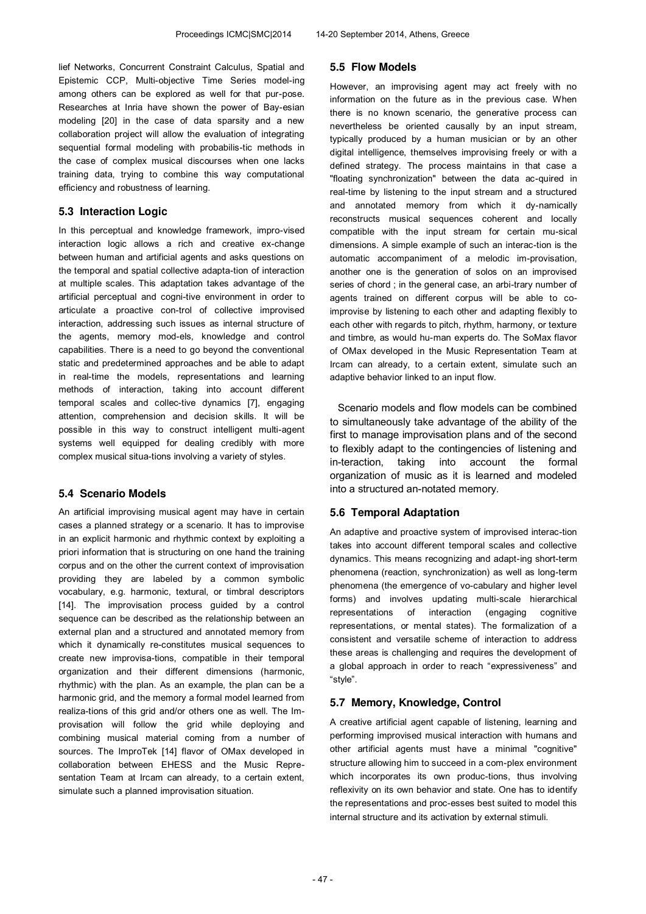lief Networks, Concurrent Constraint Calculus, Spatial and Epistemic CCP, Multi-objective Time Series model-ing among others can be explored as well for that pur-pose. Researches at Inria have shown the power of Bay-esian modeling [20] in the case of data sparsity and a new collaboration project will allow the evaluation of integrating sequential formal modeling with probabilis-tic methods in the case of complex musical discourses when one lacks training data, trying to combine this way computational efficiency and robustness of learning.

### 5.3 Interaction Logic

In this perceptual and knowledge framework, impro-vised interaction logic allows a rich and creative ex-change between human and artificial agents and asks questions on the temporal and spatial collective adapta-tion of interaction at multiple scales. This adaptation takes advantage of the artificial perceptual and cogni-tive environment in order to articulate a proactive con-trol of collective improvised interaction, addressing such issues as internal structure of the agents, memory mod-els, knowledge and control capabilities. There is a need to go beyond the conventional static and predetermined approaches and be able to adapt in real-time the models, representations and learning methods of interaction, taking into account different temporal scales and collec-tive dynamics [7], engaging attention, comprehension and decision skills. It will be possible in this way to construct intelligent multi-agent systems well equipped for dealing credibly with more complex musical situa-tions involving a variety of styles.

### 5.4 Scenario Models

An artificial improvising musical agent may have in certain cases a planned strategy or a scenario. It has to improvise in an explicit harmonic and rhythmic context by exploiting a priori information that is structuring on one hand the training corpus and on the other the current context of improvisation providing they are labeled by a common symbolic vocabulary, e.g. harmonic, textural, or timbral descriptors [14]. The improvisation process guided by a control sequence can be described as the relationship between an external plan and a structured and annotated memory from which it dynamically re-constitutes musical sequences to create new improvisa-tions, compatible in their temporal organization and their different dimensions (harmonic, rhythmic) with the plan. As an example, the plan can be a harmonic grid, and the memory a formal model learned from realiza-tions of this grid and/or others one as well. The Im-provisation will follow the grid while deploying and combining musical material coming from a number of sources. The ImproTek [14] flavor of OMax developed in collaboration between EHESS and the Music Repre-sentation Team at Ircam can already, to a certain extent, simulate such a planned improvisation situation.

### 5.5 Flow Models

However, an improvising agent may act freely with no information on the future as in the previous case. When there is no known scenario, the generative process can nevertheless be oriented causally by an input stream, typically produced by a human musician or by an other digital intelligence, themselves improvising freely or with a defined strategy. The process maintains in that case a "floating synchronization" between the data ac-quired in real-time by listening to the input stream and a structured and annotated memory from which it dy-namically reconstructs musical sequences coherent and locally compatible with the input stream for certain mu-sical dimensions. A simple example of such an interac-tion is the automatic accompaniment of a melodic im-provisation, another one is the generation of solos on an improvised series of chord ; in the general case, an arbi-trary number of agents trained on different corpus will be able to co-improvise by listening to each other and adapting flexibly to each other with regards to pitch, rhythm, harmony, or texture and timbre, as would hu-man experts do. The SoMax flavor of OMax developed in the Music Representation Team at Ircam can already, to a certain extent, simulate such an adaptive behavior linked to an input flow.

Scenario models and flow models can be combined to simultaneously take advantage of the ability of the first to manage improvisation plans and of the second to flexibly adapt to the contingencies of listening and in-teraction, taking into account the formal organization of music as it is learned and modeled into a structured an-notated memory.

### 5.6 Temporal Adaptation

An adaptive and proactive system of improvised interac-tion takes into account different temporal scales and collective dynamics. This means recognizing and adapt-ing short-term phenomena (reaction, synchronization) as well as long-term phenomena (the emergence of vo-cabulary and higher level forms) and involves updating multi-scale hierarchical representations of interaction (engaging cognitive representations, or mental states). The formalization of a consistent and versatile scheme of interaction to address these areas is challenging and requires the development of a global approach in order to reach "expressiveness" and "style".

### 5.7 Memory, Knowledge, Control

A creative artificial agent capable of listening, learning and performing improvised musical interaction with humans and other artificial agents must have a minimal "cognitive" structure allowing him to succeed in a com-plex environment which incorporates its own produc-tions, thus involving reflexivity on its own behavior and state. One has to identify the representations and proc-esses best suited to model this internal structure and its activation by external stimuli.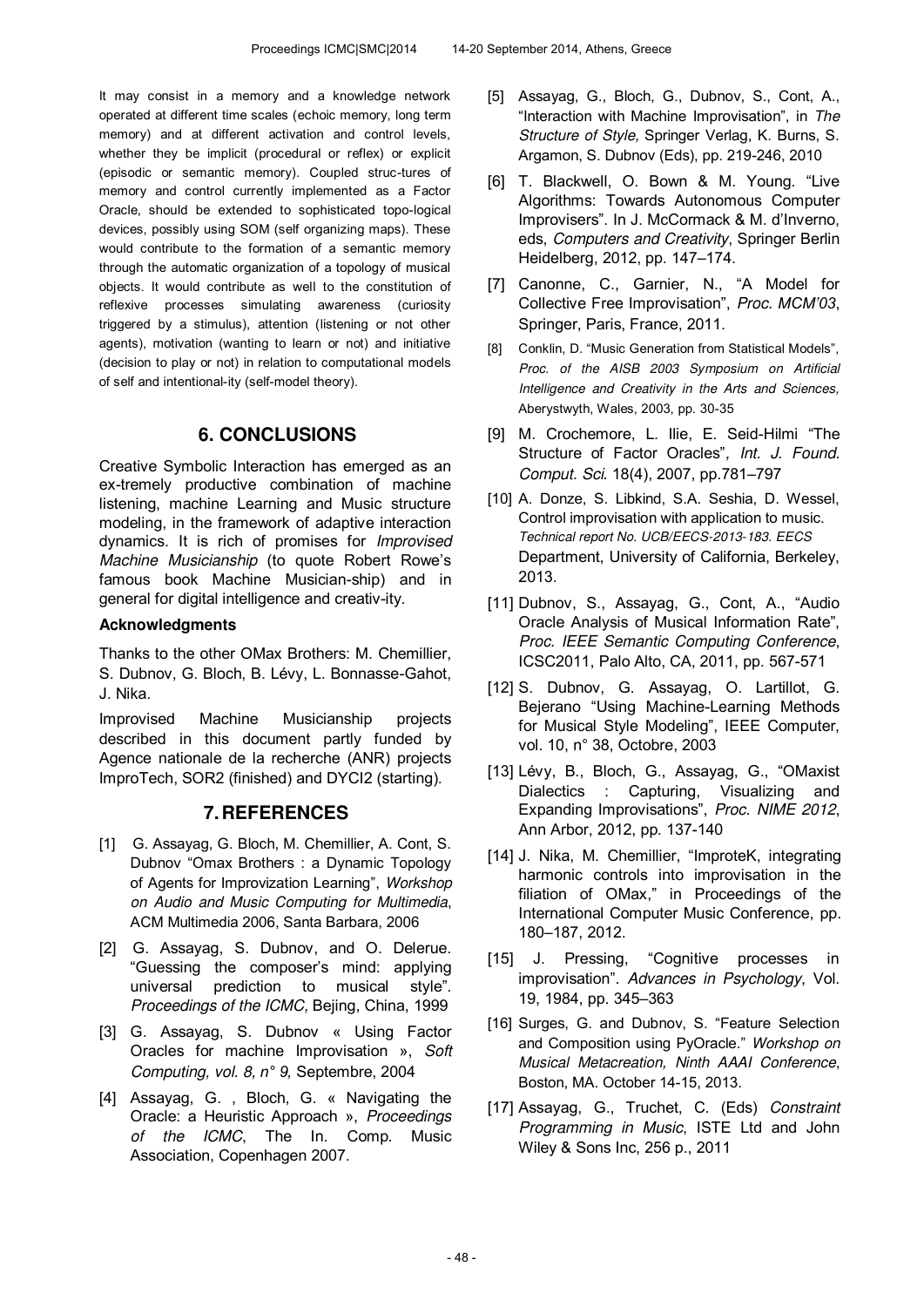It may consist in a memory and a knowledge network operated at different time scales (echoic memory, long term memory) and at different activation and control levels, whether they be implicit (procedural or reflex) or explicit (episodic or semantic memory). Coupled struc-tures of memory and control currently implemented as a Factor Oracle, should be extended to sophisticated topo-logical devices, possibly using SOM (self organizing maps). These would contribute to the formation of a semantic memory through the automatic organization of a topology of musical objects. It would contribute as well to the constitution of reflexive processes simulating awareness (curiosity triggered by a stimulus), attention (listening or not other agents), motivation (wanting to learn or not) and initiative (decision to play or not) in relation to computational models of self and intentional-ity (self-model theory).

## 6. CONCLUSIONS

Creative Symbolic Interaction has emerged as an ex-tremely productive combination of machine listening, machine Learning and Music structure modeling, in the framework of adaptive interaction dynamics. It is rich of promises for *Improvised Machine Musicianship* (to quote Robert Rowe's famous book Machine Musician-ship) and in general for digital intelligence and creativ-ity.

### Acknowledgments

Thanks to the other OMax Brothers: M. Chemillier, S. Dubnov, G. Bloch, B. Lévy, L. Bonnasse-Gahot, J. Nika.

Improvised Machine Musicianship projects described in this document partly funded by Agence nationale de la recherche (ANR) projects ImproTech, SOR2 (finished) and DYCI2 (starting).

## 7. REFERENCES

[1] G. Assayag, G. Bloch, M. Chemillier, A. Cont, S. Dubnov "Omax Brothers : a Dynamic Topology of Agents for Improvization Learning", *Workshop on Audio and Music Computing for Multimedia*, ACM Multimedia 2006, Santa Barbara, 2006

[2] G. Assayag, S. Dubnov, and O. Delerue. "Guessing the composer's mind: applying universal prediction to musical style". *Proceedings of the ICMC,* Bejing, China, 1999

[3] G. Assayag, S. Dubnov « Using Factor Oracles for machine Improvisation », *Soft Computing, vol. 8, n° 9,* Septembre, 2004

[4] Assayag, G. , Bloch, G. « Navigating the Oracle: a Heuristic Approach », *Proceedings of the ICMC*, The In. Comp. Music Association, Copenhagen 2007.

[5] Assayag, G., Bloch, G., Dubnov, S., Cont, A., "Interaction with Machine Improvisation", in *The Structure of Style,* Springer Verlag, K. Burns, S. Argamon, S. Dubnov (Eds), pp. 219-246, 2010

[6] T. Blackwell, O. Bown & M. Young. "Live Algorithms: Towards Autonomous Computer Improvisers". In J. McCormack & M. d'Inverno, eds, *Computers and Creativity*, Springer Berlin Heidelberg, 2012, pp. 147–174.

[7] Canonne, C., Garnier, N., "A Model for Collective Free Improvisation", *Proc. MCM'03*, Springer, Paris, France, 2011.

[8] Conklin, D. "Music Generation from Statistical Models", *Proc. of the AISB 2003 Symposium on Artificial Intelligence and Creativity in the Arts and Sciences,* Aberystwyth, Wales, 2003, pp. 30-35

[9] M. Crochemore, L. Ilie, E. Seid-Hilmi "The Structure of Factor Oracles"*, Int. J. Found. Comput. Sci.* 18(4), 2007, pp.781–797

[10] A. Donze, S. Libkind, S.A. Seshia, D. Wessel, Control improvisation with application to music. *Technical report No. UCB/EECS-2013-183. EECS* Department, University of California, Berkeley, 2013.

[11] Dubnov, S., Assayag, G., Cont, A., "Audio Oracle Analysis of Musical Information Rate", *Proc. IEEE Semantic Computing Conference*, ICSC2011, Palo Alto, CA, 2011, pp. 567-571

[12] S. Dubnov, G. Assayag, O. Lartillot, G. Bejerano "Using Machine-Learning Methods for Musical Style Modeling", IEEE Computer, vol. 10, n° 38, Octobre, 2003

[13] Lévy, B., Bloch, G., Assayag, G., "OMaxist Dialectics : Capturing, Visualizing and Expanding Improvisations", *Proc. NIME 2012*, Ann Arbor, 2012, pp. 137-140

[14] J. Nika, M. Chemillier, "ImproteK, integrating harmonic controls into improvisation in the filiation of OMax," in Proceedings of the International Computer Music Conference, pp. 180–187, 2012.

[15] J. Pressing, "Cognitive processes in improvisation". *Advances in Psychology*, Vol. 19, 1984, pp. 345–363

[16] Surges, G. and Dubnov, S. "Feature Selection and Composition using PyOracle." *Workshop on Musical Metacreation, Ninth AAAI Conference*, Boston, MA. October 14-15, 2013.

[17] Assayag, G., Truchet, C. (Eds) *Constraint Programming in Music*, ISTE Ltd and John Wiley & Sons Inc, 256 p., 2011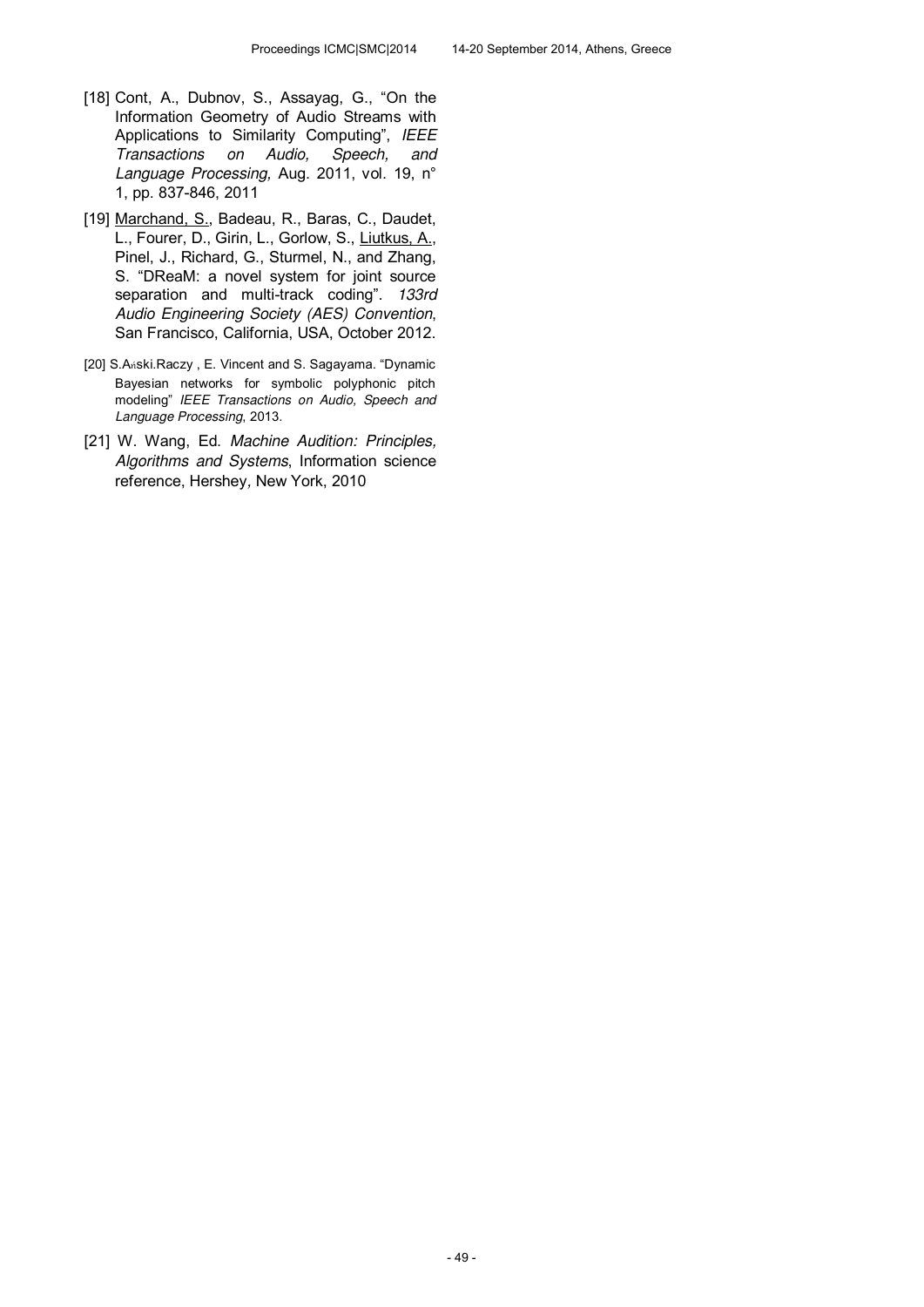[18] Cont, A., Dubnov, S., Assayag, G., “On the Information Geometry of Audio Streams with Applications to Similarity Computing”, *IEEE Transactions on Audio, Speech, and Language Processing,* Aug. 2011, vol. 19, n° 1, pp. 837-846, 2011

[19] Marchand, S., Badeau, R., Baras, C., Daudet, L., Fourer, D., Girin, L., Gorlow, S., Liutkus, A., Pinel, J., Richard, G., Sturmel, N., and Zhang, S. “DReaM: a novel system for joint source separation and multi-track coding”. *133rd Audio Engineering Society (AES) Convention*, San Francisco, California, USA, October 2012.

[20] S.Aiiski.Raczy , E. Vincent and S. Sagayama. “Dynamic Bayesian networks for symbolic polyphonic pitch modeling” *IEEE Transactions on Audio, Speech and Language Processing*, 2013.

[21] W. Wang, Ed. *Machine Audition: Principles, Algorithms and Systems*, Information science reference, Hershey, New York, 2010